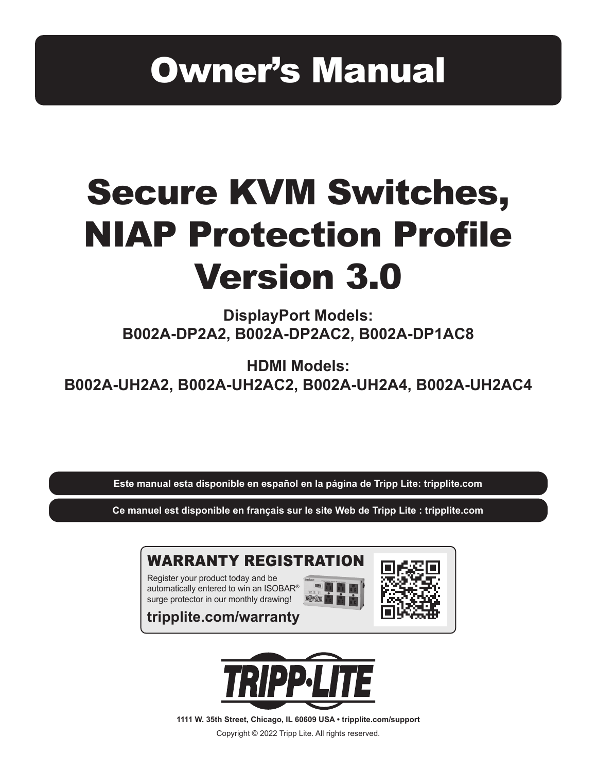# Owner's Manual

# Secure KVM Switches, NIAP Protection Profile Version 3.0

**DisplayPort Models:**
**B002A-DP2A2, B002A-DP2AC2, B002A-DP1AC8**

**HDMI Models:**
**B002A-UH2A2, B002A-UH2AC2, B002A-UH2A4, B002A-UH2AC4**

**Este manual esta disponible en español en la página de Tripp Lite: tripplite.com**

**Ce manuel est disponible en français sur le site Web de Tripp Lite : tripplite.com**

## WARRANTY REGISTRATION

Register your product today and be automatically entered to win an ISOBAR® surge protector in our monthly drawing!

**tripplite.com/warranty**

**1111 W. 35th Street, Chicago, IL 60609 USA • tripplite.com/support**

Copyright © 2022 Tripp Lite. All rights reserved.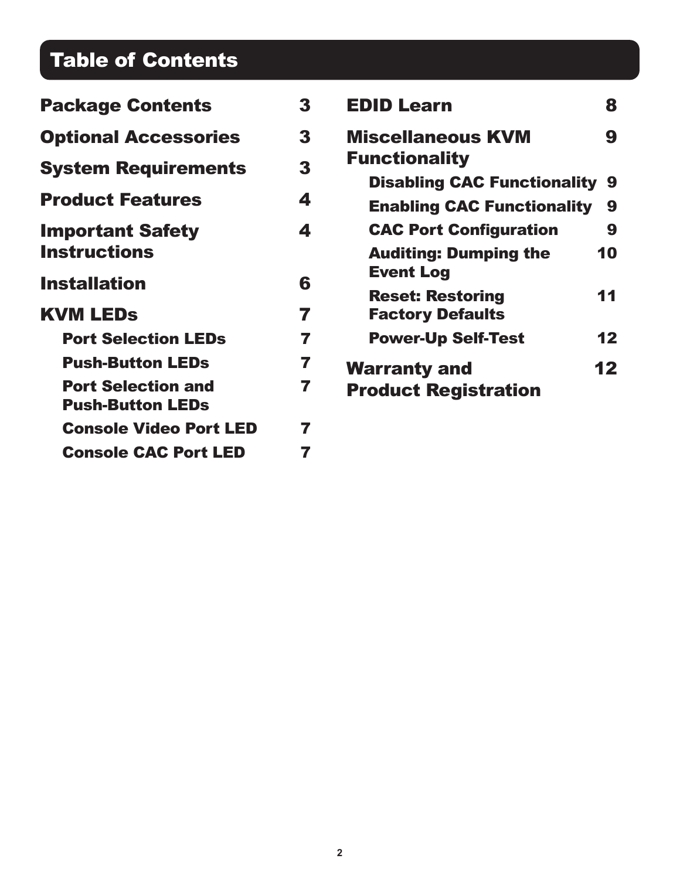# Table of Contents

| | |
|---|---|
| **Package Contents** | 3 |
| **Optional Accessories** | 3 |
| **System Requirements** | 3 |
| **Product Features** | 4 |
| **Important Safety Instructions** | 4 |
| **Installation** | 6 |
| **KVM LEDs** | 7 |
| &nbsp;&nbsp;&nbsp;&nbsp;Port Selection LEDs | 7 |
| &nbsp;&nbsp;&nbsp;&nbsp;Push-Button LEDs | 7 |
| &nbsp;&nbsp;&nbsp;&nbsp;Port Selection and Push-Button LEDs | 7 |
| &nbsp;&nbsp;&nbsp;&nbsp;Console Video Port LED | 7 |
| &nbsp;&nbsp;&nbsp;&nbsp;Console CAC Port LED | 7 |
| **EDID Learn** | 8 |
| **Miscellaneous KVM Functionality** | 9 |
| &nbsp;&nbsp;&nbsp;&nbsp;Disabling CAC Functionality | 9 |
| &nbsp;&nbsp;&nbsp;&nbsp;Enabling CAC Functionality | 9 |
| &nbsp;&nbsp;&nbsp;&nbsp;CAC Port Configuration | 9 |
| &nbsp;&nbsp;&nbsp;&nbsp;Auditing: Dumping the Event Log | 10 |
| &nbsp;&nbsp;&nbsp;&nbsp;Reset: Restoring Factory Defaults | 11 |
| &nbsp;&nbsp;&nbsp;&nbsp;Power-Up Self-Test | 12 |
| **Warranty and Product Registration** | 12 |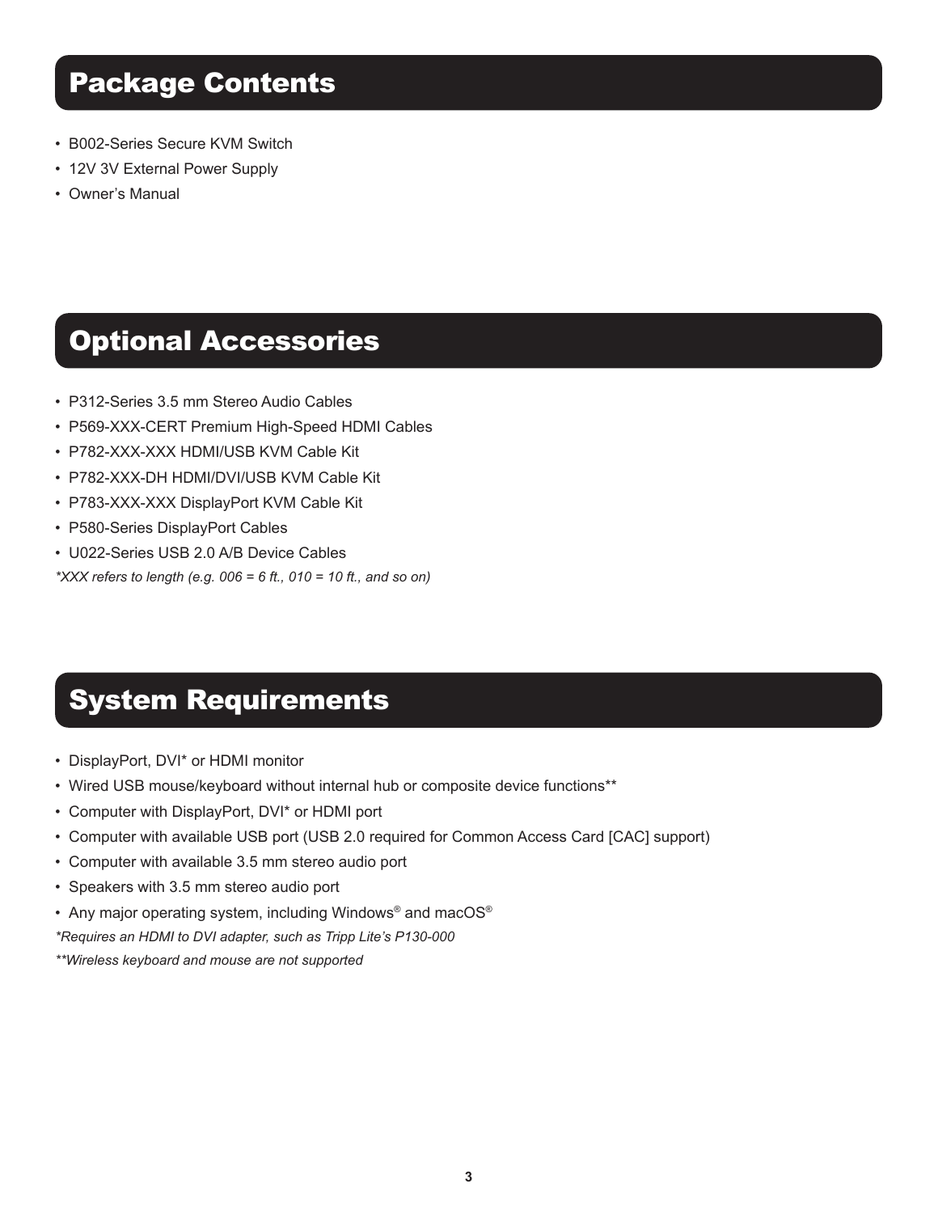## Package Contents

- B002-Series Secure KVM Switch
- 12V 3V External Power Supply
- Owner's Manual

## Optional Accessories

- P312-Series 3.5 mm Stereo Audio Cables
- P569-XXX-CERT Premium High-Speed HDMI Cables
- P782-XXX-XXX HDMI/USB KVM Cable Kit
- P782-XXX-DH HDMI/DVI/USB KVM Cable Kit
- P783-XXX-XXX DisplayPort KVM Cable Kit
- P580-Series DisplayPort Cables
- U022-Series USB 2.0 A/B Device Cables

*\*XXX refers to length (e.g. 006 = 6 ft., 010 = 10 ft., and so on)*

## System Requirements

- DisplayPort, DVI* or HDMI monitor
- Wired USB mouse/keyboard without internal hub or composite device functions**
- Computer with DisplayPort, DVI* or HDMI port
- Computer with available USB port (USB 2.0 required for Common Access Card [CAC] support)
- Computer with available 3.5 mm stereo audio port
- Speakers with 3.5 mm stereo audio port
- Any major operating system, including Windows® and macOS®

*\*Requires an HDMI to DVI adapter, such as Tripp Lite's P130-000*

*\*\*Wireless keyboard and mouse are not supported*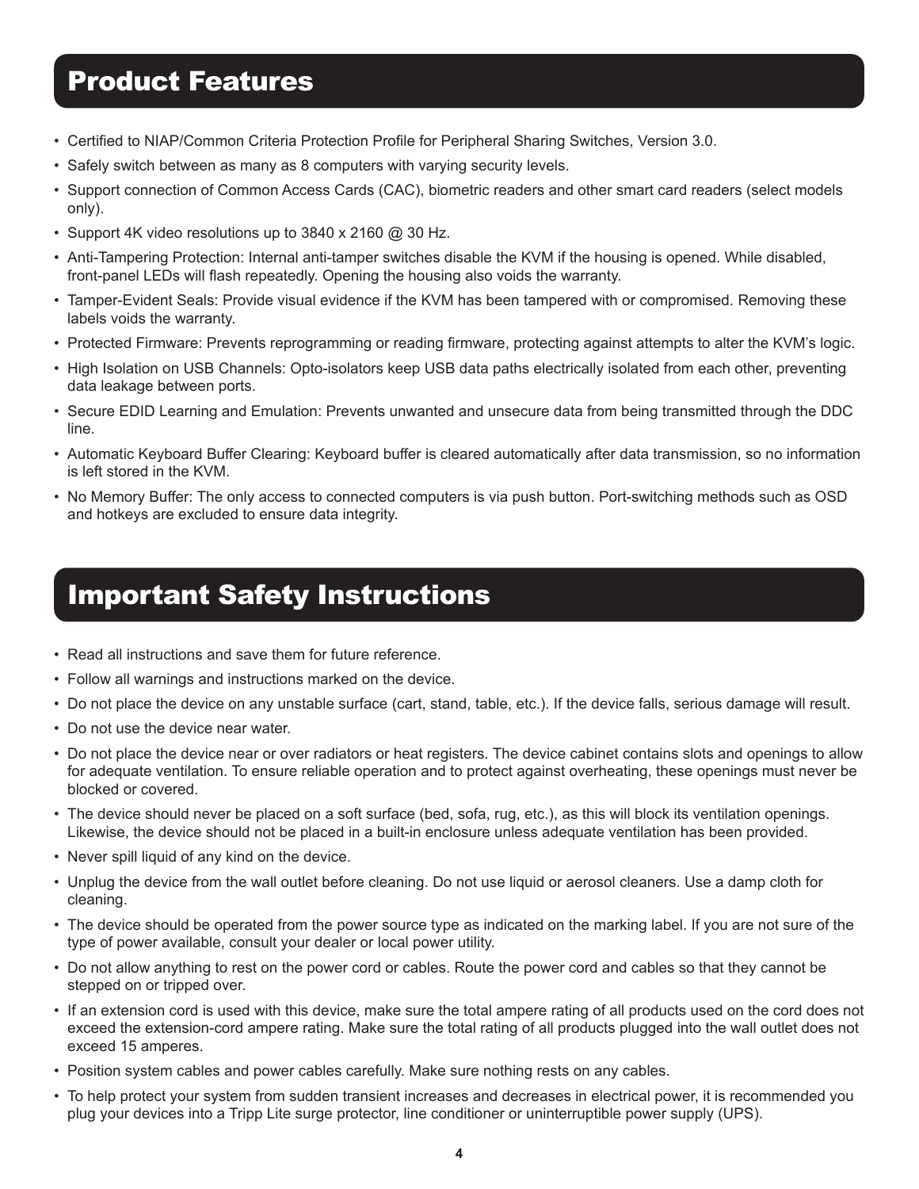## Product Features

- Certified to NIAP/Common Criteria Protection Profile for Peripheral Sharing Switches, Version 3.0.
- Safely switch between as many as 8 computers with varying security levels.
- Support connection of Common Access Cards (CAC), biometric readers and other smart card readers (select models only).
- Support 4K video resolutions up to 3840 x 2160 @ 30 Hz.
- Anti-Tampering Protection: Internal anti-tamper switches disable the KVM if the housing is opened. While disabled, front-panel LEDs will flash repeatedly. Opening the housing also voids the warranty.
- Tamper-Evident Seals: Provide visual evidence if the KVM has been tampered with or compromised. Removing these labels voids the warranty.
- Protected Firmware: Prevents reprogramming or reading firmware, protecting against attempts to alter the KVM's logic.
- High Isolation on USB Channels: Opto-isolators keep USB data paths electrically isolated from each other, preventing data leakage between ports.
- Secure EDID Learning and Emulation: Prevents unwanted and unsecure data from being transmitted through the DDC line.
- Automatic Keyboard Buffer Clearing: Keyboard buffer is cleared automatically after data transmission, so no information is left stored in the KVM.
- No Memory Buffer: The only access to connected computers is via push button. Port-switching methods such as OSD and hotkeys are excluded to ensure data integrity.

## Important Safety Instructions

- Read all instructions and save them for future reference.
- Follow all warnings and instructions marked on the device.
- Do not place the device on any unstable surface (cart, stand, table, etc.). If the device falls, serious damage will result.
- Do not use the device near water.
- Do not place the device near or over radiators or heat registers. The device cabinet contains slots and openings to allow for adequate ventilation. To ensure reliable operation and to protect against overheating, these openings must never be blocked or covered.
- The device should never be placed on a soft surface (bed, sofa, rug, etc.), as this will block its ventilation openings. Likewise, the device should not be placed in a built-in enclosure unless adequate ventilation has been provided.
- Never spill liquid of any kind on the device.
- Unplug the device from the wall outlet before cleaning. Do not use liquid or aerosol cleaners. Use a damp cloth for cleaning.
- The device should be operated from the power source type as indicated on the marking label. If you are not sure of the type of power available, consult your dealer or local power utility.
- Do not allow anything to rest on the power cord or cables. Route the power cord and cables so that they cannot be stepped on or tripped over.
- If an extension cord is used with this device, make sure the total ampere rating of all products used on the cord does not exceed the extension-cord ampere rating. Make sure the total rating of all products plugged into the wall outlet does not exceed 15 amperes.
- Position system cables and power cables carefully. Make sure nothing rests on any cables.
- To help protect your system from sudden transient increases and decreases in electrical power, it is recommended you plug your devices into a Tripp Lite surge protector, line conditioner or uninterruptible power supply (UPS).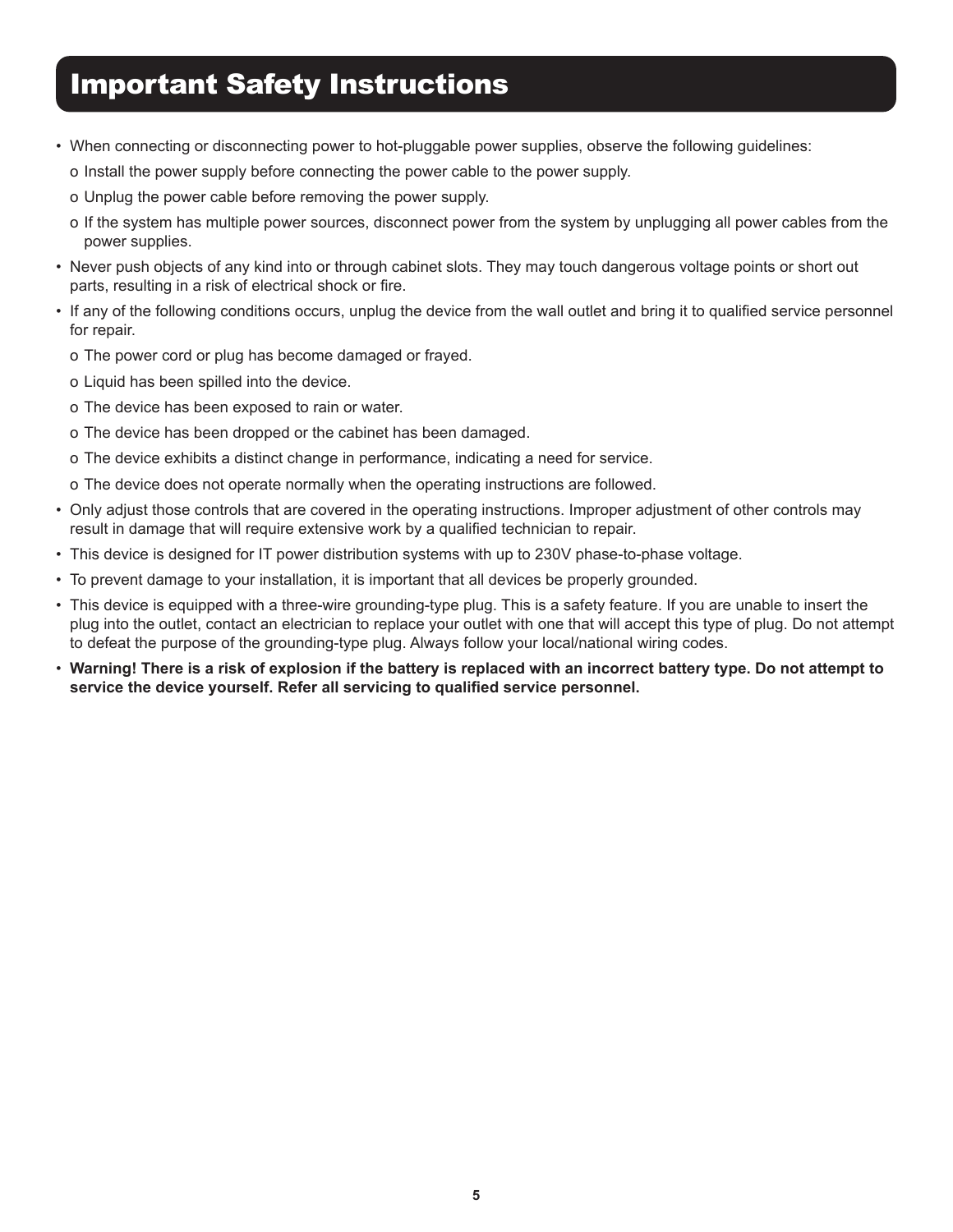# Important Safety Instructions

- When connecting or disconnecting power to hot-pluggable power supplies, observe the following guidelines:
  - Install the power supply before connecting the power cable to the power supply.
  - Unplug the power cable before removing the power supply.
  - If the system has multiple power sources, disconnect power from the system by unplugging all power cables from the power supplies.
- Never push objects of any kind into or through cabinet slots. They may touch dangerous voltage points or short out parts, resulting in a risk of electrical shock or fire.
- If any of the following conditions occurs, unplug the device from the wall outlet and bring it to qualified service personnel for repair.
  - The power cord or plug has become damaged or frayed.
  - Liquid has been spilled into the device.
  - The device has been exposed to rain or water.
  - The device has been dropped or the cabinet has been damaged.
  - The device exhibits a distinct change in performance, indicating a need for service.
  - The device does not operate normally when the operating instructions are followed.
- Only adjust those controls that are covered in the operating instructions. Improper adjustment of other controls may result in damage that will require extensive work by a qualified technician to repair.
- This device is designed for IT power distribution systems with up to 230V phase-to-phase voltage.
- To prevent damage to your installation, it is important that all devices be properly grounded.
- This device is equipped with a three-wire grounding-type plug. This is a safety feature. If you are unable to insert the plug into the outlet, contact an electrician to replace your outlet with one that will accept this type of plug. Do not attempt to defeat the purpose of the grounding-type plug. Always follow your local/national wiring codes.
- **Warning! There is a risk of explosion if the battery is replaced with an incorrect battery type. Do not attempt to service the device yourself. Refer all servicing to qualified service personnel.**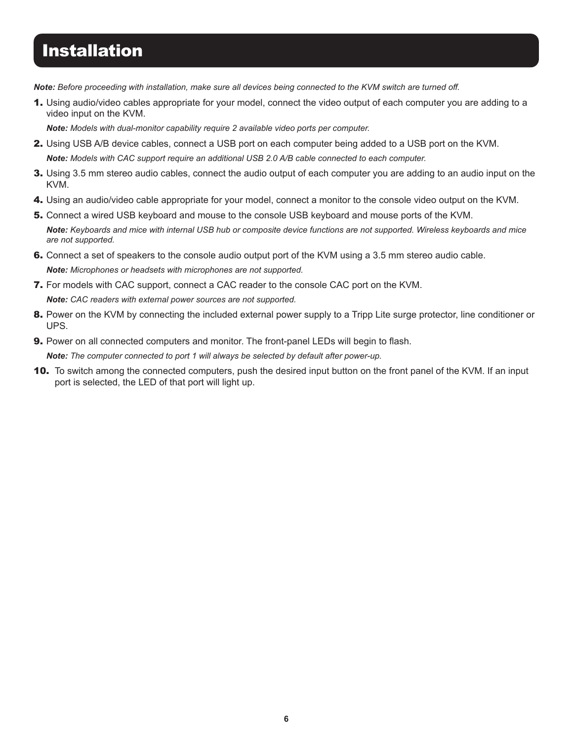# Installation

***Note:*** *Before proceeding with installation, make sure all devices being connected to the KVM switch are turned off.*

1. Using audio/video cables appropriate for your model, connect the video output of each computer you are adding to a video input on the KVM.

   ***Note:*** *Models with dual-monitor capability require 2 available video ports per computer.*

2. Using USB A/B device cables, connect a USB port on each computer being added to a USB port on the KVM.

   ***Note:*** *Models with CAC support require an additional USB 2.0 A/B cable connected to each computer.*

3. Using 3.5 mm stereo audio cables, connect the audio output of each computer you are adding to an audio input on the KVM.

4. Using an audio/video cable appropriate for your model, connect a monitor to the console video output on the KVM.

5. Connect a wired USB keyboard and mouse to the console USB keyboard and mouse ports of the KVM.

   ***Note:*** *Keyboards and mice with internal USB hub or composite device functions are not supported. Wireless keyboards and mice are not supported.*

6. Connect a set of speakers to the console audio output port of the KVM using a 3.5 mm stereo audio cable.

   ***Note:*** *Microphones or headsets with microphones are not supported.*

7. For models with CAC support, connect a CAC reader to the console CAC port on the KVM.

   ***Note:*** *CAC readers with external power sources are not supported.*

8. Power on the KVM by connecting the included external power supply to a Tripp Lite surge protector, line conditioner or UPS.

9. Power on all connected computers and monitor. The front-panel LEDs will begin to flash.

   ***Note:*** *The computer connected to port 1 will always be selected by default after power-up.*

10. To switch among the connected computers, push the desired input button on the front panel of the KVM. If an input port is selected, the LED of that port will light up.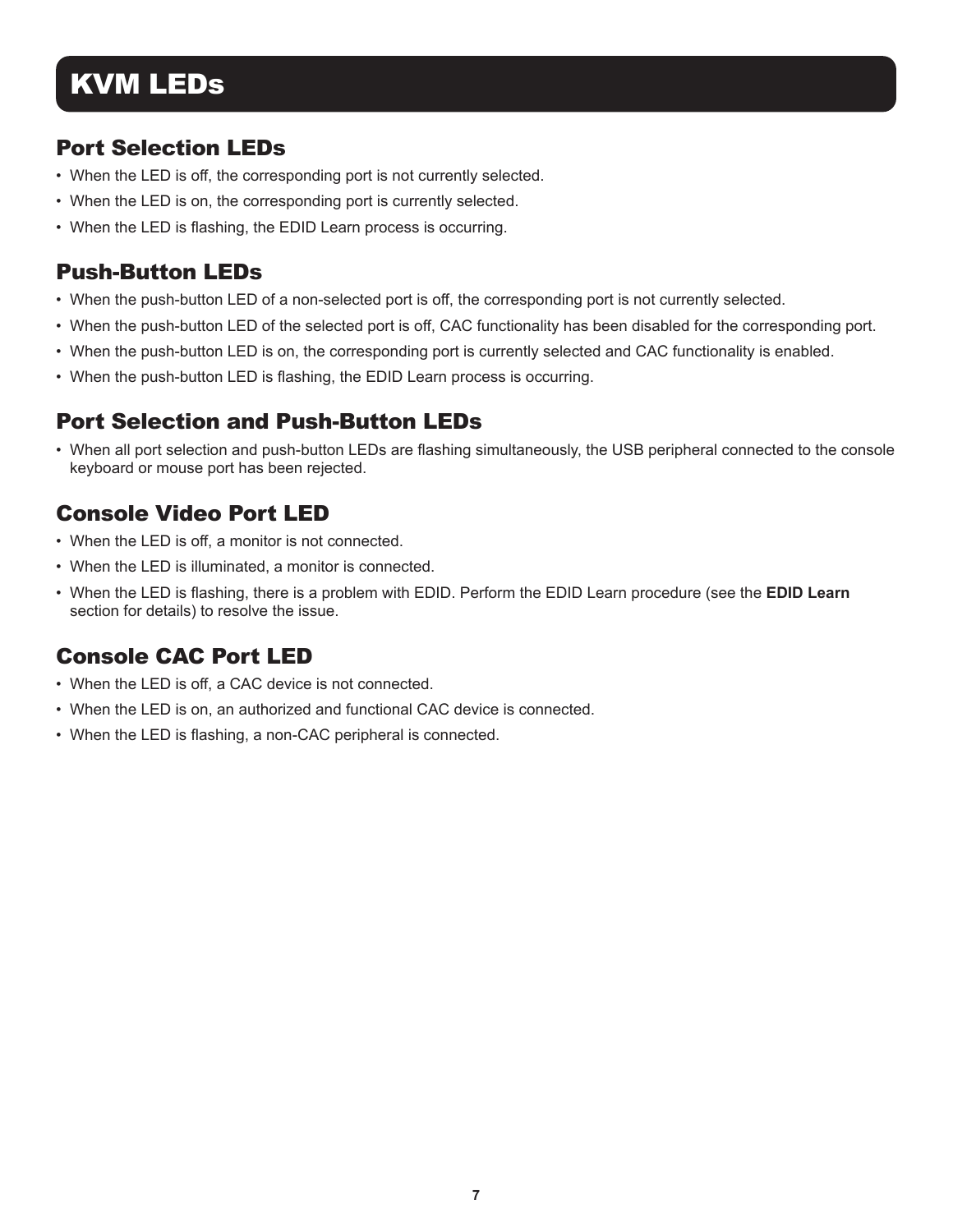# KVM LEDs

## Port Selection LEDs

- When the LED is off, the corresponding port is not currently selected.
- When the LED is on, the corresponding port is currently selected.
- When the LED is flashing, the EDID Learn process is occurring.

## Push-Button LEDs

- When the push-button LED of a non-selected port is off, the corresponding port is not currently selected.
- When the push-button LED of the selected port is off, CAC functionality has been disabled for the corresponding port.
- When the push-button LED is on, the corresponding port is currently selected and CAC functionality is enabled.
- When the push-button LED is flashing, the EDID Learn process is occurring.

## Port Selection and Push-Button LEDs

- When all port selection and push-button LEDs are flashing simultaneously, the USB peripheral connected to the console keyboard or mouse port has been rejected.

## Console Video Port LED

- When the LED is off, a monitor is not connected.
- When the LED is illuminated, a monitor is connected.
- When the LED is flashing, there is a problem with EDID. Perform the EDID Learn procedure (see the **EDID Learn** section for details) to resolve the issue.

## Console CAC Port LED

- When the LED is off, a CAC device is not connected.
- When the LED is on, an authorized and functional CAC device is connected.
- When the LED is flashing, a non-CAC peripheral is connected.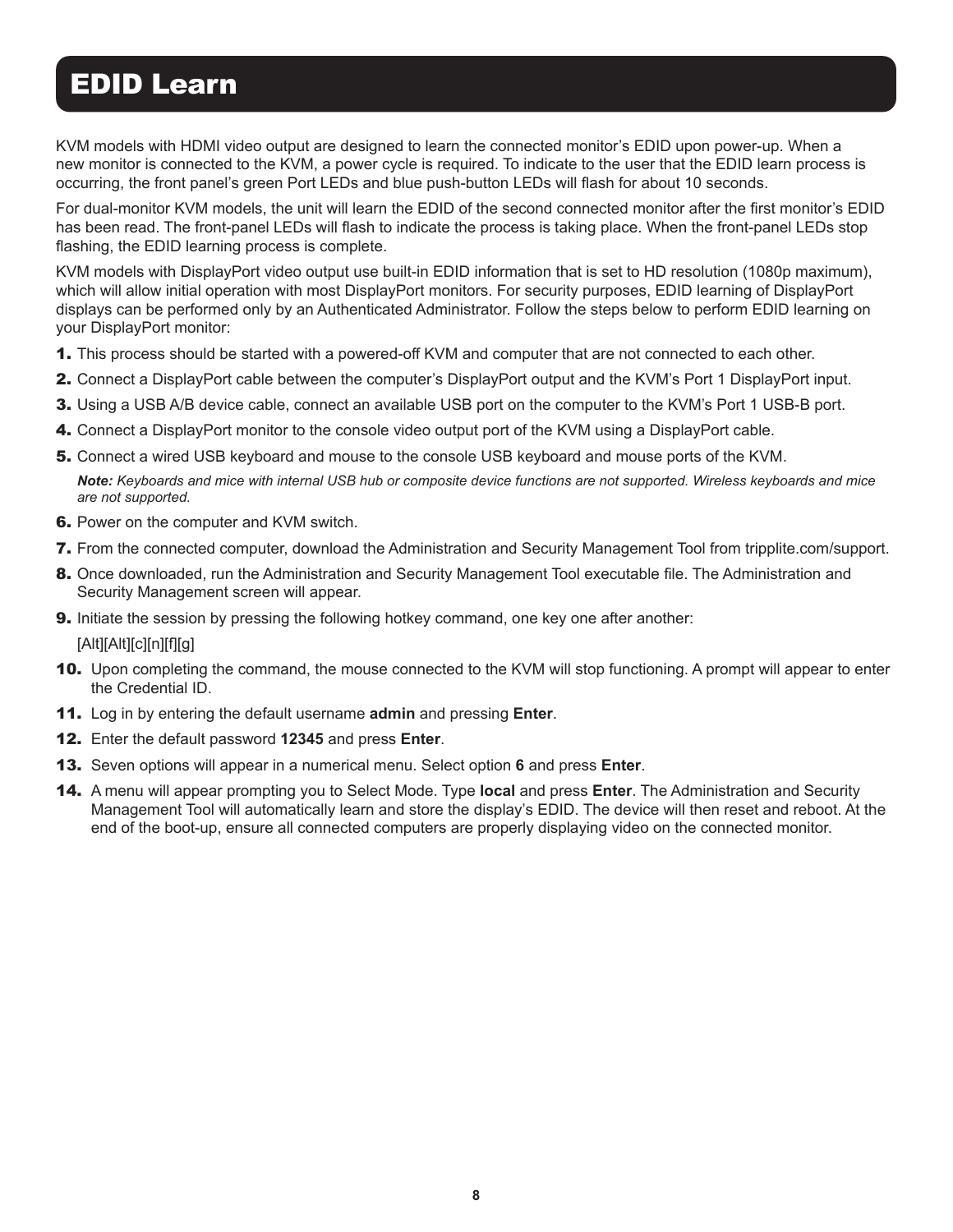# EDID Learn

KVM models with HDMI video output are designed to learn the connected monitor's EDID upon power-up. When a new monitor is connected to the KVM, a power cycle is required. To indicate to the user that the EDID learn process is occurring, the front panel's green Port LEDs and blue push-button LEDs will flash for about 10 seconds.

For dual-monitor KVM models, the unit will learn the EDID of the second connected monitor after the first monitor's EDID has been read. The front-panel LEDs will flash to indicate the process is taking place. When the front-panel LEDs stop flashing, the EDID learning process is complete.

KVM models with DisplayPort video output use built-in EDID information that is set to HD resolution (1080p maximum), which will allow initial operation with most DisplayPort monitors. For security purposes, EDID learning of DisplayPort displays can be performed only by an Authenticated Administrator. Follow the steps below to perform EDID learning on your DisplayPort monitor:

1. This process should be started with a powered-off KVM and computer that are not connected to each other.
2. Connect a DisplayPort cable between the computer's DisplayPort output and the KVM's Port 1 DisplayPort input.
3. Using a USB A/B device cable, connect an available USB port on the computer to the KVM's Port 1 USB-B port.
4. Connect a DisplayPort monitor to the console video output port of the KVM using a DisplayPort cable.
5. Connect a wired USB keyboard and mouse to the console USB keyboard and mouse ports of the KVM.

   ***Note:*** *Keyboards and mice with internal USB hub or composite device functions are not supported. Wireless keyboards and mice are not supported.*
6. Power on the computer and KVM switch.
7. From the connected computer, download the Administration and Security Management Tool from tripplite.com/support.
8. Once downloaded, run the Administration and Security Management Tool executable file. The Administration and Security Management screen will appear.
9. Initiate the session by pressing the following hotkey command, one key one after another:

   [Alt][Alt][c][n][f][g]
10. Upon completing the command, the mouse connected to the KVM will stop functioning. A prompt will appear to enter the Credential ID.
11. Log in by entering the default username **admin** and pressing **Enter**.
12. Enter the default password **12345** and press **Enter**.
13. Seven options will appear in a numerical menu. Select option **6** and press **Enter**.
14. A menu will appear prompting you to Select Mode. Type **local** and press **Enter**. The Administration and Security Management Tool will automatically learn and store the display's EDID. The device will then reset and reboot. At the end of the boot-up, ensure all connected computers are properly displaying video on the connected monitor.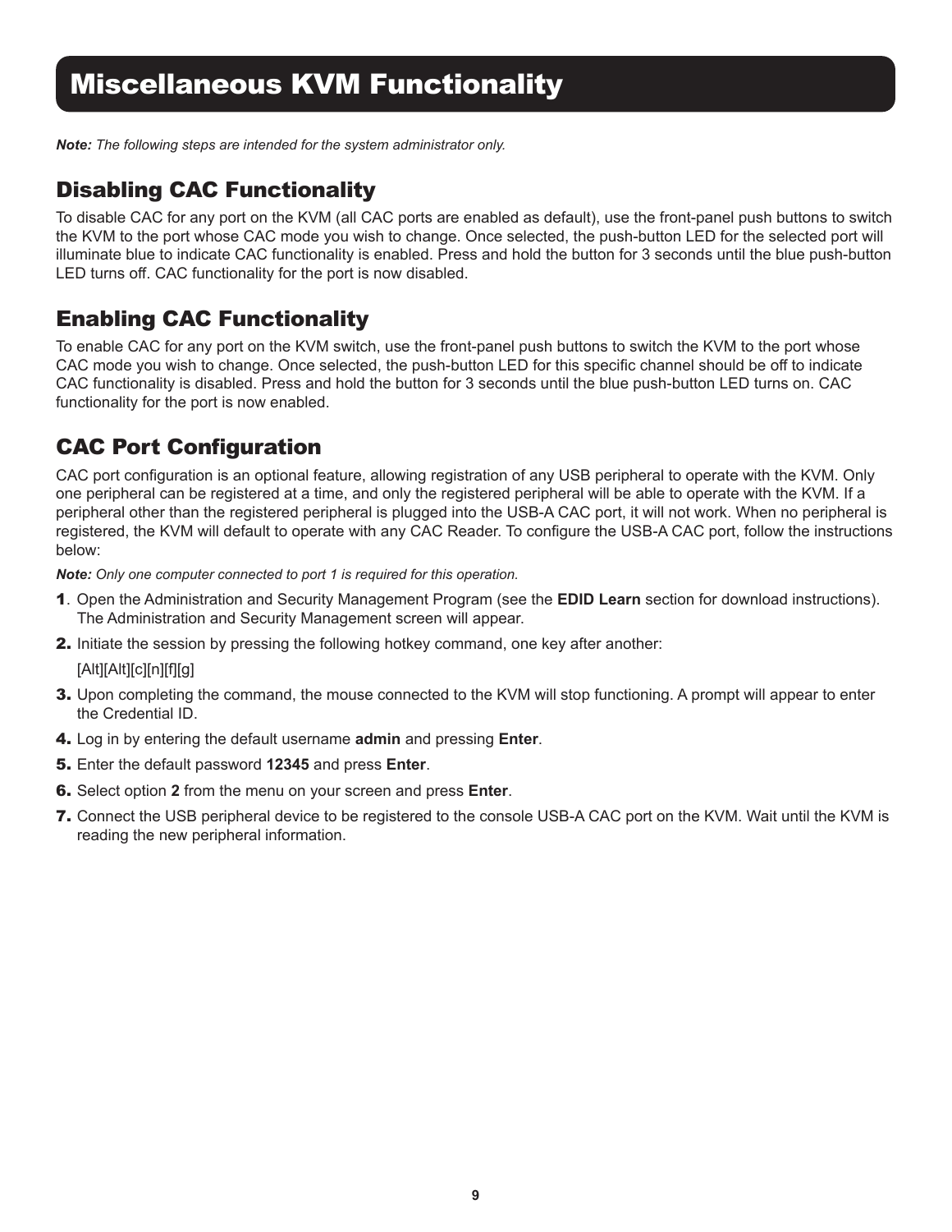# Miscellaneous KVM Functionality

***Note:*** *The following steps are intended for the system administrator only.*

## Disabling CAC Functionality

To disable CAC for any port on the KVM (all CAC ports are enabled as default), use the front-panel push buttons to switch the KVM to the port whose CAC mode you wish to change. Once selected, the push-button LED for the selected port will illuminate blue to indicate CAC functionality is enabled. Press and hold the button for 3 seconds until the blue push-button LED turns off. CAC functionality for the port is now disabled.

## Enabling CAC Functionality

To enable CAC for any port on the KVM switch, use the front-panel push buttons to switch the KVM to the port whose CAC mode you wish to change. Once selected, the push-button LED for this specific channel should be off to indicate CAC functionality is disabled. Press and hold the button for 3 seconds until the blue push-button LED turns on. CAC functionality for the port is now enabled.

## CAC Port Configuration

CAC port configuration is an optional feature, allowing registration of any USB peripheral to operate with the KVM. Only one peripheral can be registered at a time, and only the registered peripheral will be able to operate with the KVM. If a peripheral other than the registered peripheral is plugged into the USB-A CAC port, it will not work. When no peripheral is registered, the KVM will default to operate with any CAC Reader. To configure the USB-A CAC port, follow the instructions below:

***Note:*** *Only one computer connected to port 1 is required for this operation.*

1. Open the Administration and Security Management Program (see the **EDID Learn** section for download instructions). The Administration and Security Management screen will appear.
2. Initiate the session by pressing the following hotkey command, one key after another:

   [Alt][Alt][c][n][f][g]
3. Upon completing the command, the mouse connected to the KVM will stop functioning. A prompt will appear to enter the Credential ID.
4. Log in by entering the default username **admin** and pressing **Enter**.
5. Enter the default password **12345** and press **Enter**.
6. Select option **2** from the menu on your screen and press **Enter**.
7. Connect the USB peripheral device to be registered to the console USB-A CAC port on the KVM. Wait until the KVM is reading the new peripheral information.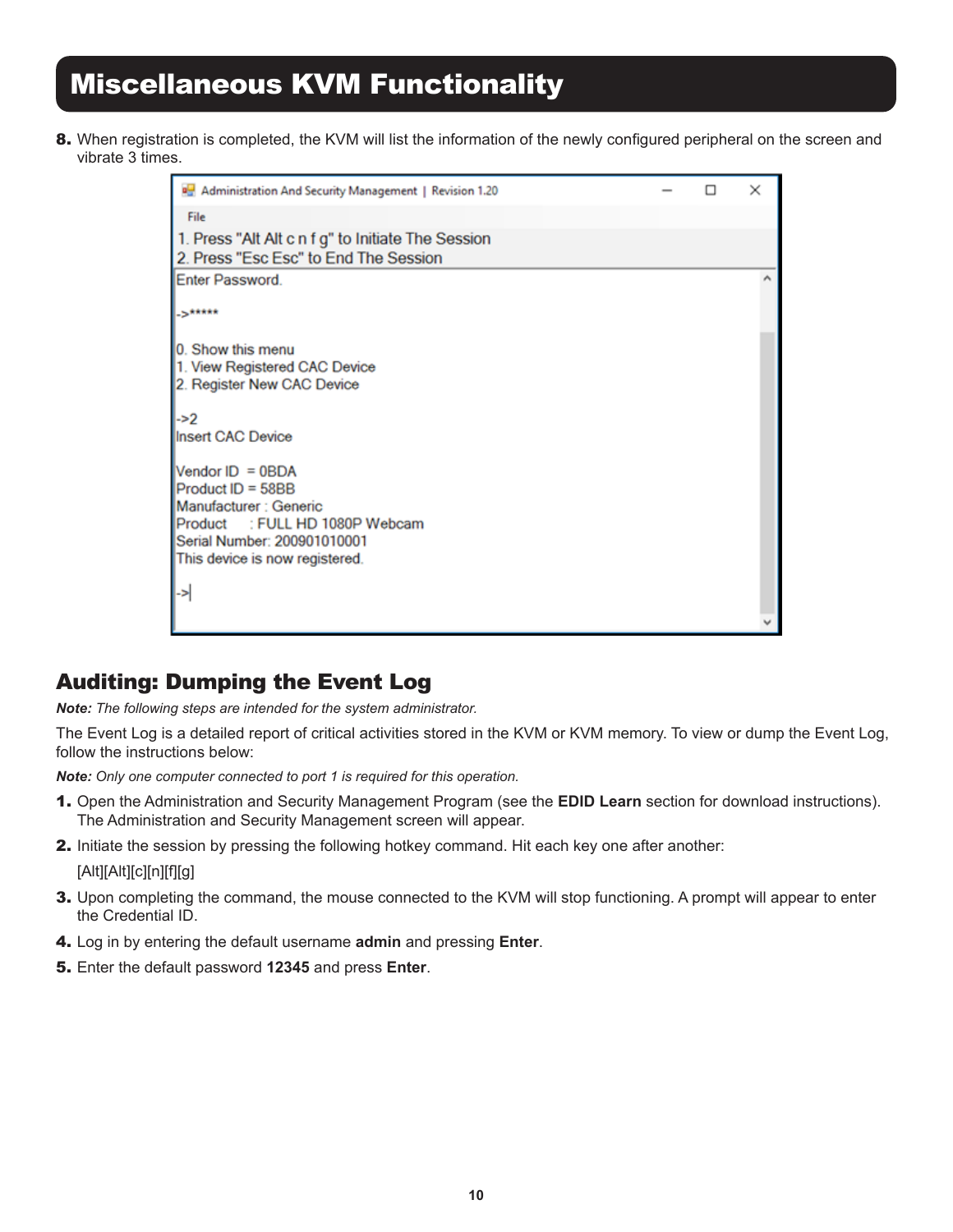# Miscellaneous KVM Functionality

8. When registration is completed, the KVM will list the information of the newly configured peripheral on the screen and vibrate 3 times.

```
Administration And Security Management | Revision 1.20
File
1. Press "Alt Alt c n f g" to Initiate The Session
2. Press "Esc Esc" to End The Session

Enter Password.

->*****

0. Show this menu
1. View Registered CAC Device
2. Register New CAC Device

->2
Insert CAC Device

Vendor ID  = 0BDA
Product ID = 58BB
Manufacturer : Generic
Product     : FULL HD 1080P Webcam
Serial Number: 200901010001
This device is now registered.

->|
```

## Auditing: Dumping the Event Log

***Note:** The following steps are intended for the system administrator.*

The Event Log is a detailed report of critical activities stored in the KVM or KVM memory. To view or dump the Event Log, follow the instructions below:

***Note:** Only one computer connected to port 1 is required for this operation.*

1. Open the Administration and Security Management Program (see the **EDID Learn** section for download instructions). The Administration and Security Management screen will appear.
2. Initiate the session by pressing the following hotkey command. Hit each key one after another:

   [Alt][Alt][c][n][f][g]
3. Upon completing the command, the mouse connected to the KVM will stop functioning. A prompt will appear to enter the Credential ID.
4. Log in by entering the default username **admin** and pressing **Enter**.
5. Enter the default password **12345** and press **Enter**.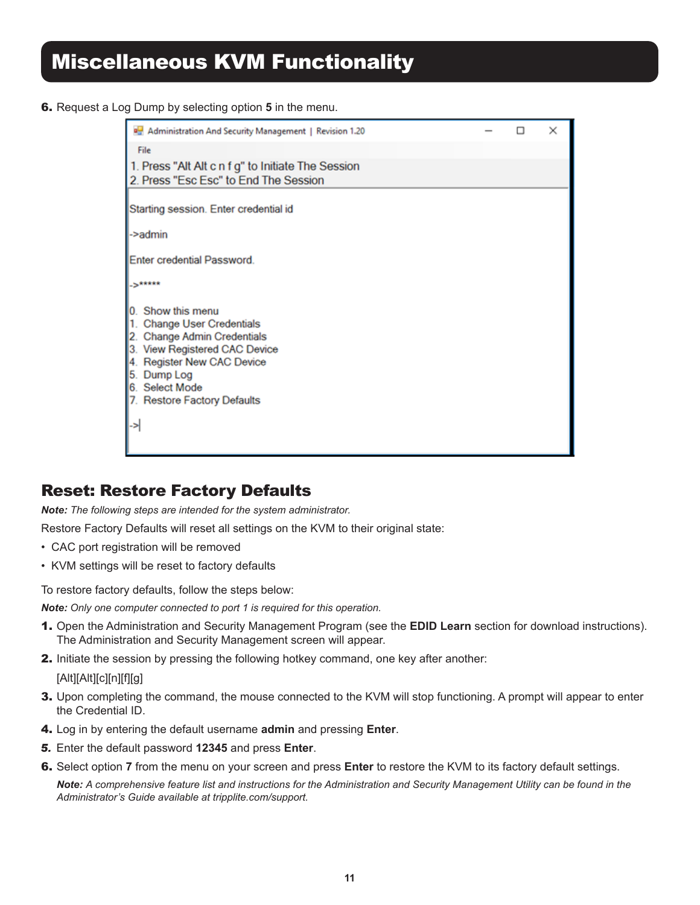# Miscellaneous KVM Functionality

6. Request a Log Dump by selecting option **5** in the menu.

```
Administration And Security Management | Revision 1.20
File
1. Press "Alt Alt c n f g" to Initiate The Session
2. Press "Esc Esc" to End The Session

Starting session. Enter credential id

->admin

Enter credential Password.

->*****

0. Show this menu
1. Change User Credentials
2. Change Admin Credentials
3. View Registered CAC Device
4. Register New CAC Device
5. Dump Log
6. Select Mode
7. Restore Factory Defaults

->|
```

## Reset: Restore Factory Defaults

***Note:*** *The following steps are intended for the system administrator.*

Restore Factory Defaults will reset all settings on the KVM to their original state:

- CAC port registration will be removed
- KVM settings will be reset to factory defaults

To restore factory defaults, follow the steps below:

***Note:*** *Only one computer connected to port 1 is required for this operation.*

1. Open the Administration and Security Management Program (see the **EDID Learn** section for download instructions). The Administration and Security Management screen will appear.
2. Initiate the session by pressing the following hotkey command, one key after another:

   [Alt][Alt][c][n][f][g]
3. Upon completing the command, the mouse connected to the KVM will stop functioning. A prompt will appear to enter the Credential ID.
4. Log in by entering the default username **admin** and pressing **Enter**.
5. Enter the default password **12345** and press **Enter**.
6. Select option **7** from the menu on your screen and press **Enter** to restore the KVM to its factory default settings.

   ***Note:*** *A comprehensive feature list and instructions for the Administration and Security Management Utility can be found in the Administrator's Guide available at tripplite.com/support.*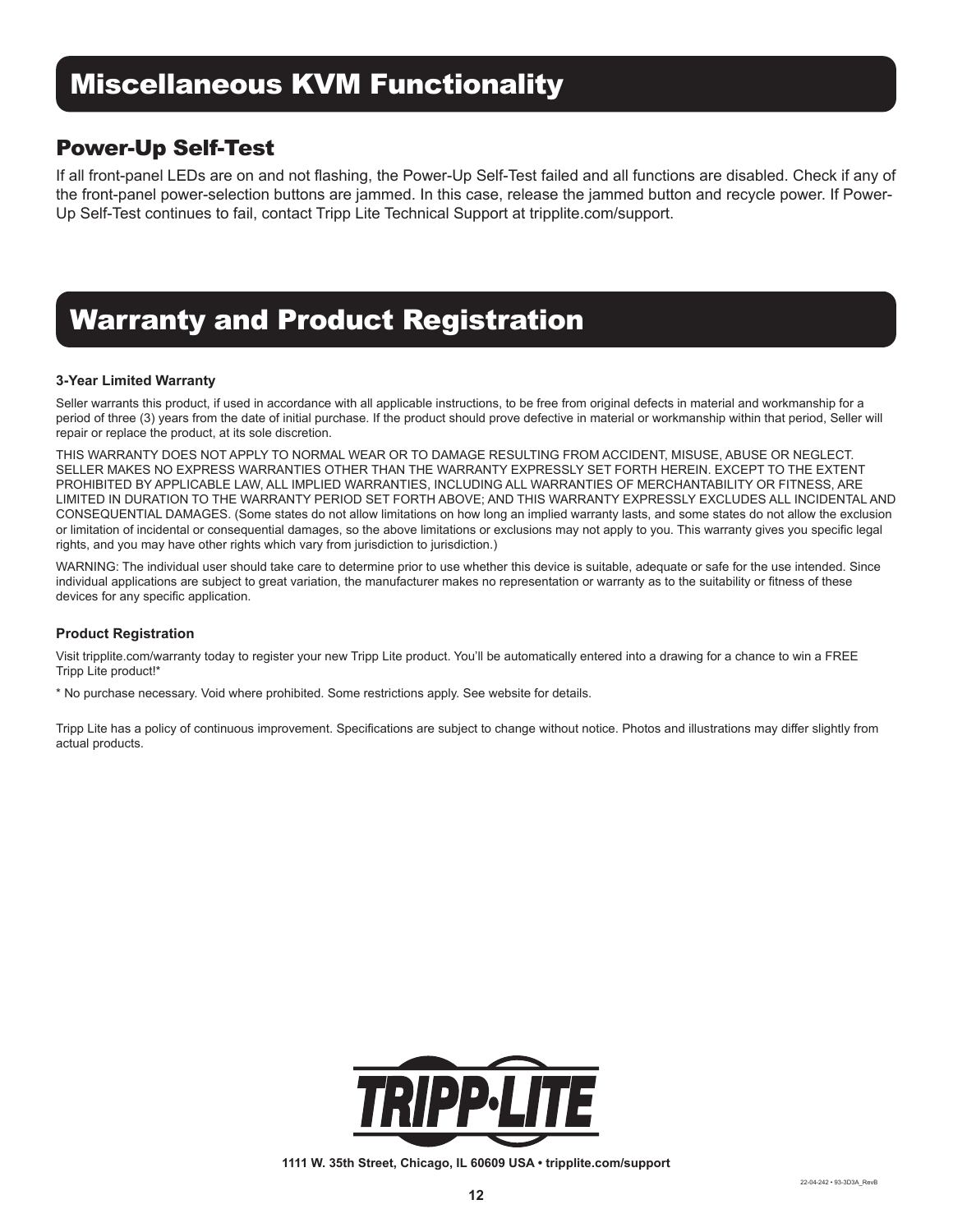# Miscellaneous KVM Functionality

## Power-Up Self-Test

If all front-panel LEDs are on and not flashing, the Power-Up Self-Test failed and all functions are disabled. Check if any of the front-panel power-selection buttons are jammed. In this case, release the jammed button and recycle power. If Power-Up Self-Test continues to fail, contact Tripp Lite Technical Support at tripplite.com/support.

# Warranty and Product Registration

**3-Year Limited Warranty**

Seller warrants this product, if used in accordance with all applicable instructions, to be free from original defects in material and workmanship for a period of three (3) years from the date of initial purchase. If the product should prove defective in material or workmanship within that period, Seller will repair or replace the product, at its sole discretion.

THIS WARRANTY DOES NOT APPLY TO NORMAL WEAR OR TO DAMAGE RESULTING FROM ACCIDENT, MISUSE, ABUSE OR NEGLECT. SELLER MAKES NO EXPRESS WARRANTIES OTHER THAN THE WARRANTY EXPRESSLY SET FORTH HEREIN. EXCEPT TO THE EXTENT PROHIBITED BY APPLICABLE LAW, ALL IMPLIED WARRANTIES, INCLUDING ALL WARRANTIES OF MERCHANTABILITY OR FITNESS, ARE LIMITED IN DURATION TO THE WARRANTY PERIOD SET FORTH ABOVE; AND THIS WARRANTY EXPRESSLY EXCLUDES ALL INCIDENTAL AND CONSEQUENTIAL DAMAGES. (Some states do not allow limitations on how long an implied warranty lasts, and some states do not allow the exclusion or limitation of incidental or consequential damages, so the above limitations or exclusions may not apply to you. This warranty gives you specific legal rights, and you may have other rights which vary from jurisdiction to jurisdiction.)

WARNING: The individual user should take care to determine prior to use whether this device is suitable, adequate or safe for the use intended. Since individual applications are subject to great variation, the manufacturer makes no representation or warranty as to the suitability or fitness of these devices for any specific application.

**Product Registration**

Visit tripplite.com/warranty today to register your new Tripp Lite product. You'll be automatically entered into a drawing for a chance to win a FREE Tripp Lite product!*

* No purchase necessary. Void where prohibited. Some restrictions apply. See website for details.

Tripp Lite has a policy of continuous improvement. Specifications are subject to change without notice. Photos and illustrations may differ slightly from actual products.

TRIPP·LITE

**1111 W. 35th Street, Chicago, IL 60609 USA • tripplite.com/support**

22-04-242 • 93-3D3A_RevB